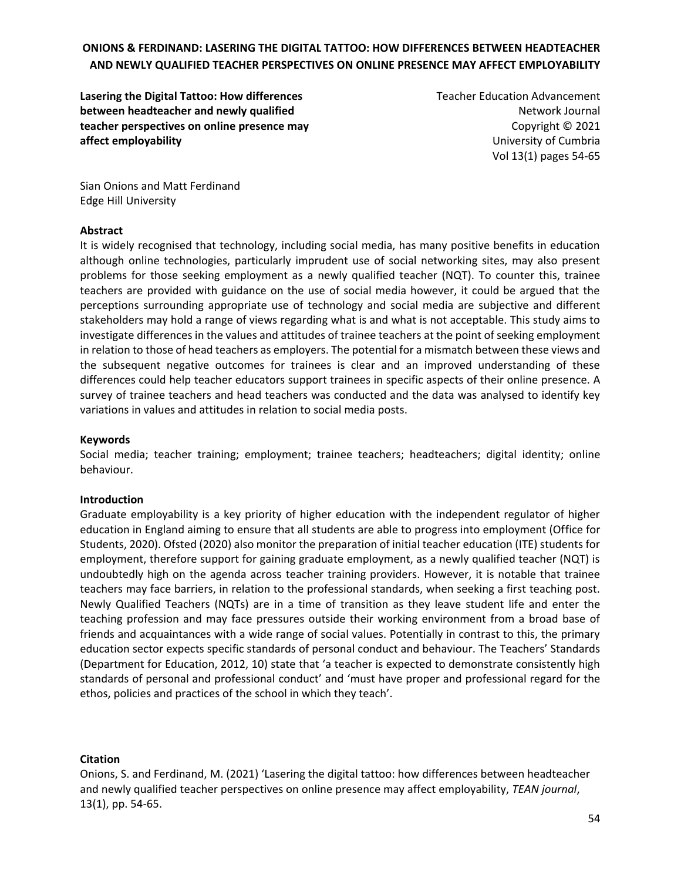# Lasering the Digital Tattoo: How differences between headteacher and newly qualified teacher perspectives on online presence may affect employability

Teacher Education Advancement Network Journal
Copyright © 2021
University of Cumbria
Vol 13(1) pages 54-65

Sian Onions and Matt Ferdinand
Edge Hill University

## Abstract

It is widely recognised that technology, including social media, has many positive benefits in education although online technologies, particularly imprudent use of social networking sites, may also present problems for those seeking employment as a newly qualified teacher (NQT). To counter this, trainee teachers are provided with guidance on the use of social media however, it could be argued that the perceptions surrounding appropriate use of technology and social media are subjective and different stakeholders may hold a range of views regarding what is and what is not acceptable. This study aims to investigate differences in the values and attitudes of trainee teachers at the point of seeking employment in relation to those of head teachers as employers. The potential for a mismatch between these views and the subsequent negative outcomes for trainees is clear and an improved understanding of these differences could help teacher educators support trainees in specific aspects of their online presence. A survey of trainee teachers and head teachers was conducted and the data was analysed to identify key variations in values and attitudes in relation to social media posts.

## Keywords

Social media; teacher training; employment; trainee teachers; headteachers; digital identity; online behaviour.

## Introduction

Graduate employability is a key priority of higher education with the independent regulator of higher education in England aiming to ensure that all students are able to progress into employment (Office for Students, 2020). Ofsted (2020) also monitor the preparation of initial teacher education (ITE) students for employment, therefore support for gaining graduate employment, as a newly qualified teacher (NQT) is undoubtedly high on the agenda across teacher training providers. However, it is notable that trainee teachers may face barriers, in relation to the professional standards, when seeking a first teaching post. Newly Qualified Teachers (NQTs) are in a time of transition as they leave student life and enter the teaching profession and may face pressures outside their working environment from a broad base of friends and acquaintances with a wide range of social values. Potentially in contrast to this, the primary education sector expects specific standards of personal conduct and behaviour. The Teachers' Standards (Department for Education, 2012, 10) state that 'a teacher is expected to demonstrate consistently high standards of personal and professional conduct' and 'must have proper and professional regard for the ethos, policies and practices of the school in which they teach'.

## Citation

Onions, S. and Ferdinand, M. (2021) 'Lasering the digital tattoo: how differences between headteacher and newly qualified teacher perspectives on online presence may affect employability, *TEAN journal*, 13(1), pp. 54-65.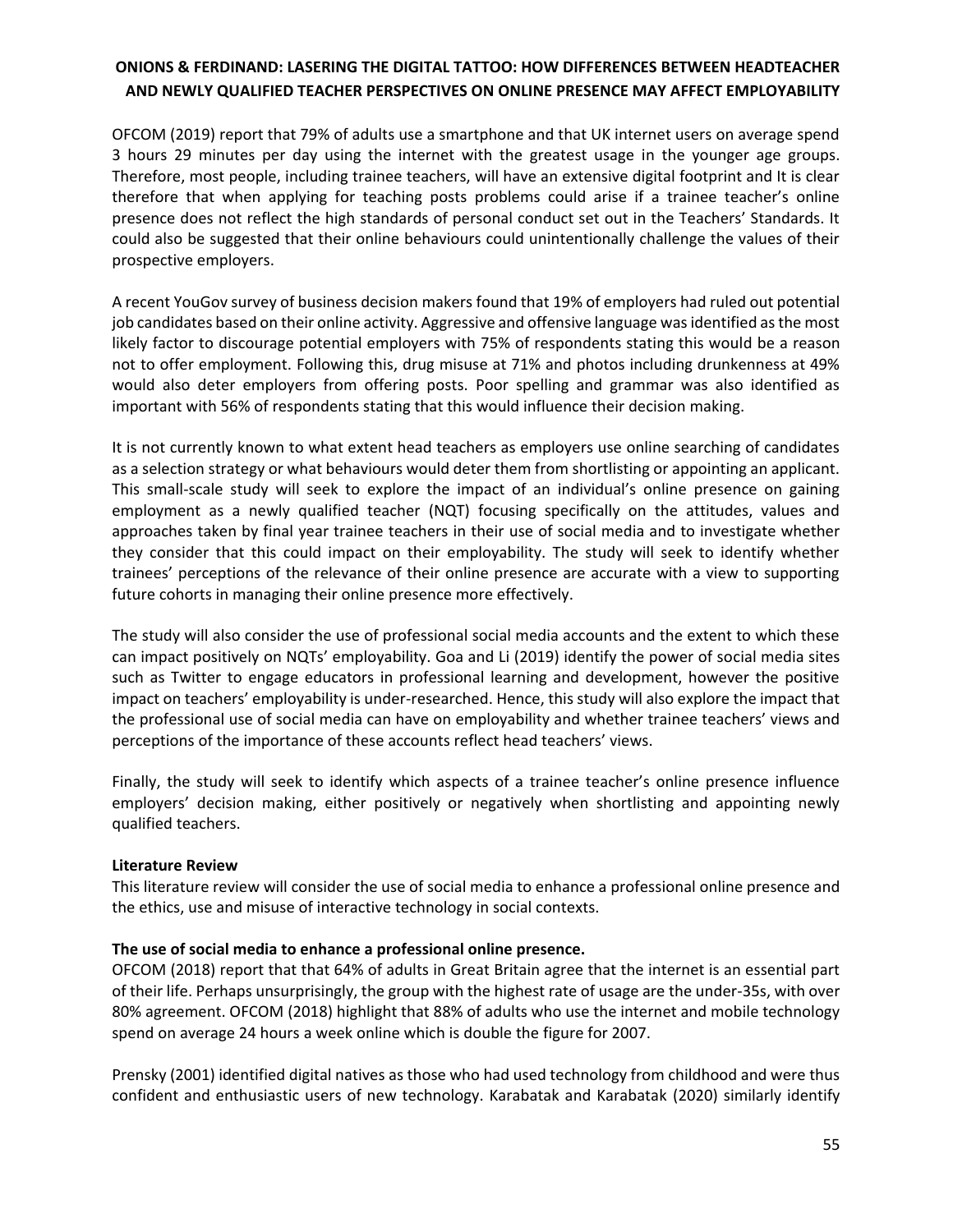OFCOM (2019) report that 79% of adults use a smartphone and that UK internet users on average spend 3 hours 29 minutes per day using the internet with the greatest usage in the younger age groups. Therefore, most people, including trainee teachers, will have an extensive digital footprint and It is clear therefore that when applying for teaching posts problems could arise if a trainee teacher's online presence does not reflect the high standards of personal conduct set out in the Teachers' Standards. It could also be suggested that their online behaviours could unintentionally challenge the values of their prospective employers.

A recent YouGov survey of business decision makers found that 19% of employers had ruled out potential job candidates based on their online activity. Aggressive and offensive language was identified as the most likely factor to discourage potential employers with 75% of respondents stating this would be a reason not to offer employment. Following this, drug misuse at 71% and photos including drunkenness at 49% would also deter employers from offering posts. Poor spelling and grammar was also identified as important with 56% of respondents stating that this would influence their decision making.

It is not currently known to what extent head teachers as employers use online searching of candidates as a selection strategy or what behaviours would deter them from shortlisting or appointing an applicant. This small-scale study will seek to explore the impact of an individual's online presence on gaining employment as a newly qualified teacher (NQT) focusing specifically on the attitudes, values and approaches taken by final year trainee teachers in their use of social media and to investigate whether they consider that this could impact on their employability. The study will seek to identify whether trainees' perceptions of the relevance of their online presence are accurate with a view to supporting future cohorts in managing their online presence more effectively.

The study will also consider the use of professional social media accounts and the extent to which these can impact positively on NQTs' employability. Goa and Li (2019) identify the power of social media sites such as Twitter to engage educators in professional learning and development, however the positive impact on teachers' employability is under-researched. Hence, this study will also explore the impact that the professional use of social media can have on employability and whether trainee teachers' views and perceptions of the importance of these accounts reflect head teachers' views.

Finally, the study will seek to identify which aspects of a trainee teacher's online presence influence employers' decision making, either positively or negatively when shortlisting and appointing newly qualified teachers.

## Literature Review

This literature review will consider the use of social media to enhance a professional online presence and the ethics, use and misuse of interactive technology in social contexts.

### The use of social media to enhance a professional online presence.

OFCOM (2018) report that that 64% of adults in Great Britain agree that the internet is an essential part of their life. Perhaps unsurprisingly, the group with the highest rate of usage are the under-35s, with over 80% agreement. OFCOM (2018) highlight that 88% of adults who use the internet and mobile technology spend on average 24 hours a week online which is double the figure for 2007.

Prensky (2001) identified digital natives as those who had used technology from childhood and were thus confident and enthusiastic users of new technology. Karabatak and Karabatak (2020) similarly identify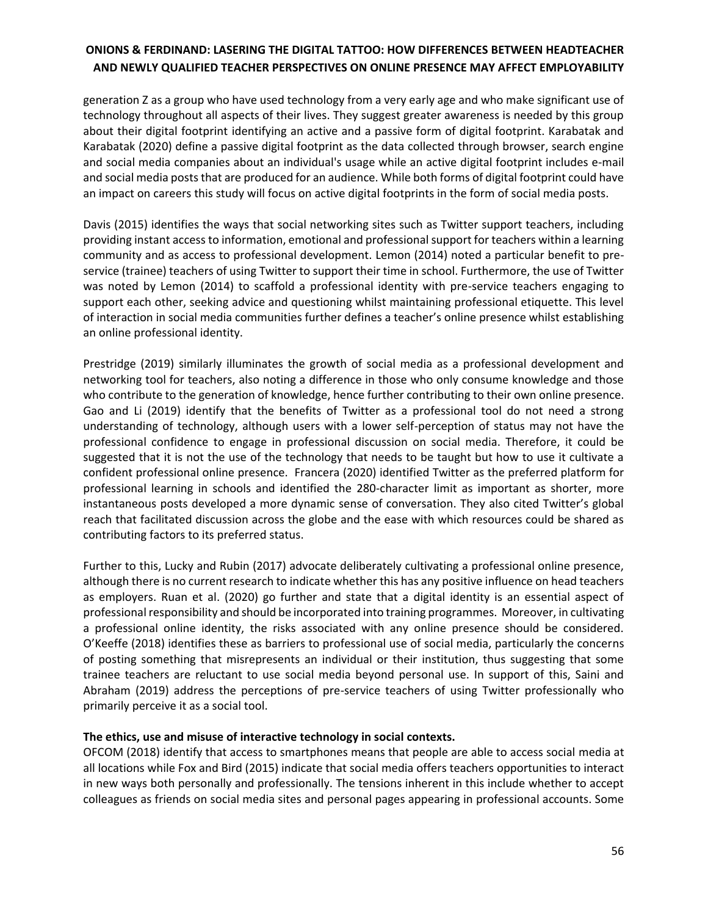generation Z as a group who have used technology from a very early age and who make significant use of technology throughout all aspects of their lives. They suggest greater awareness is needed by this group about their digital footprint identifying an active and a passive form of digital footprint. Karabatak and Karabatak (2020) define a passive digital footprint as the data collected through browser, search engine and social media companies about an individual's usage while an active digital footprint includes e-mail and social media posts that are produced for an audience. While both forms of digital footprint could have an impact on careers this study will focus on active digital footprints in the form of social media posts.

Davis (2015) identifies the ways that social networking sites such as Twitter support teachers, including providing instant access to information, emotional and professional support for teachers within a learning community and as access to professional development. Lemon (2014) noted a particular benefit to pre-service (trainee) teachers of using Twitter to support their time in school. Furthermore, the use of Twitter was noted by Lemon (2014) to scaffold a professional identity with pre-service teachers engaging to support each other, seeking advice and questioning whilst maintaining professional etiquette. This level of interaction in social media communities further defines a teacher's online presence whilst establishing an online professional identity.

Prestridge (2019) similarly illuminates the growth of social media as a professional development and networking tool for teachers, also noting a difference in those who only consume knowledge and those who contribute to the generation of knowledge, hence further contributing to their own online presence. Gao and Li (2019) identify that the benefits of Twitter as a professional tool do not need a strong understanding of technology, although users with a lower self-perception of status may not have the professional confidence to engage in professional discussion on social media. Therefore, it could be suggested that it is not the use of the technology that needs to be taught but how to use it cultivate a confident professional online presence. Francera (2020) identified Twitter as the preferred platform for professional learning in schools and identified the 280-character limit as important as shorter, more instantaneous posts developed a more dynamic sense of conversation. They also cited Twitter's global reach that facilitated discussion across the globe and the ease with which resources could be shared as contributing factors to its preferred status.

Further to this, Lucky and Rubin (2017) advocate deliberately cultivating a professional online presence, although there is no current research to indicate whether this has any positive influence on head teachers as employers. Ruan et al. (2020) go further and state that a digital identity is an essential aspect of professional responsibility and should be incorporated into training programmes. Moreover, in cultivating a professional online identity, the risks associated with any online presence should be considered. O'Keeffe (2018) identifies these as barriers to professional use of social media, particularly the concerns of posting something that misrepresents an individual or their institution, thus suggesting that some trainee teachers are reluctant to use social media beyond personal use. In support of this, Saini and Abraham (2019) address the perceptions of pre-service teachers of using Twitter professionally who primarily perceive it as a social tool.

**The ethics, use and misuse of interactive technology in social contexts.**

OFCOM (2018) identify that access to smartphones means that people are able to access social media at all locations while Fox and Bird (2015) indicate that social media offers teachers opportunities to interact in new ways both personally and professionally. The tensions inherent in this include whether to accept colleagues as friends on social media sites and personal pages appearing in professional accounts. Some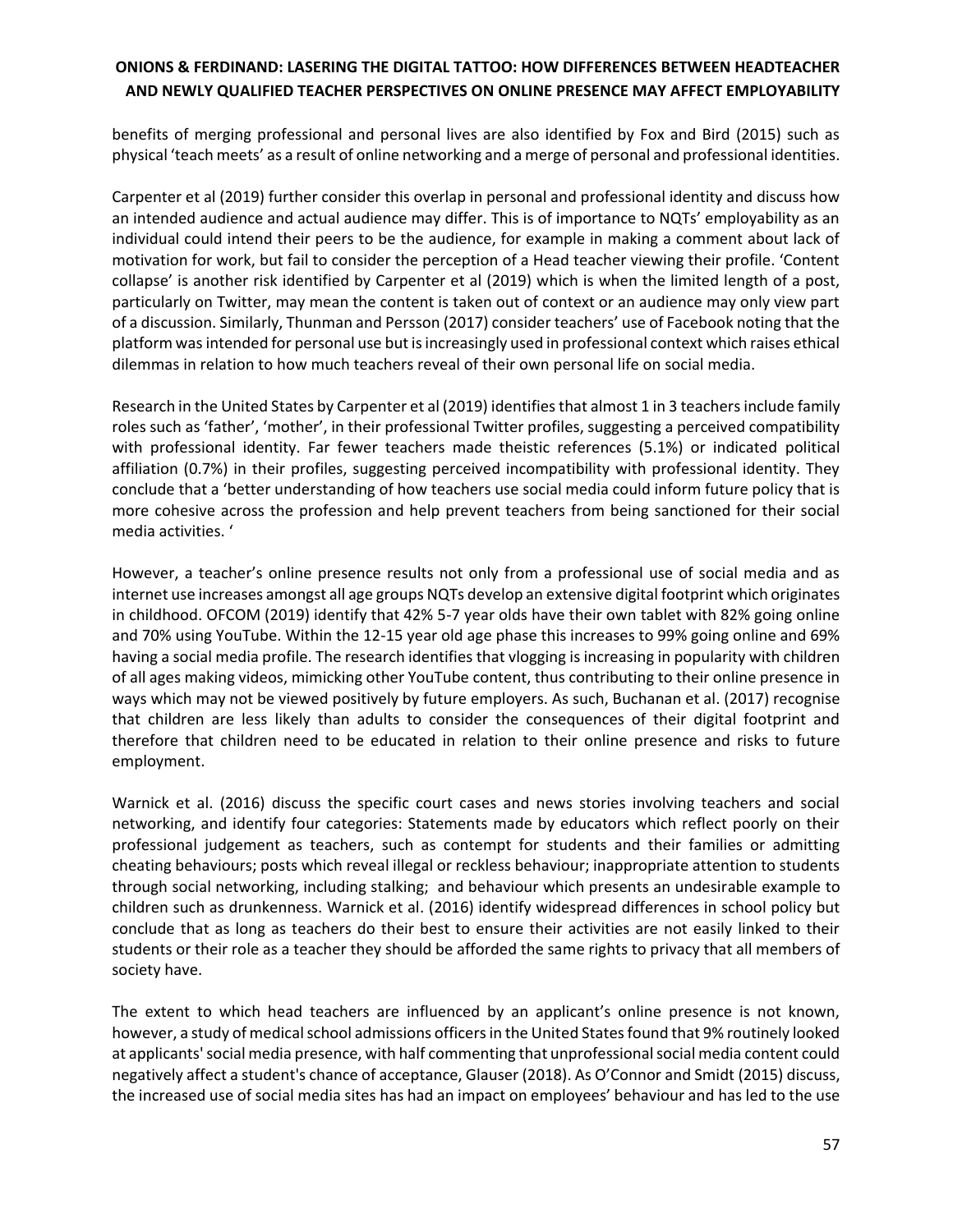benefits of merging professional and personal lives are also identified by Fox and Bird (2015) such as physical 'teach meets' as a result of online networking and a merge of personal and professional identities.

Carpenter et al (2019) further consider this overlap in personal and professional identity and discuss how an intended audience and actual audience may differ. This is of importance to NQTs' employability as an individual could intend their peers to be the audience, for example in making a comment about lack of motivation for work, but fail to consider the perception of a Head teacher viewing their profile. 'Content collapse' is another risk identified by Carpenter et al (2019) which is when the limited length of a post, particularly on Twitter, may mean the content is taken out of context or an audience may only view part of a discussion. Similarly, Thunman and Persson (2017) consider teachers' use of Facebook noting that the platform was intended for personal use but is increasingly used in professional context which raises ethical dilemmas in relation to how much teachers reveal of their own personal life on social media.

Research in the United States by Carpenter et al (2019) identifies that almost 1 in 3 teachers include family roles such as 'father', 'mother', in their professional Twitter profiles, suggesting a perceived compatibility with professional identity. Far fewer teachers made theistic references (5.1%) or indicated political affiliation (0.7%) in their profiles, suggesting perceived incompatibility with professional identity. They conclude that a 'better understanding of how teachers use social media could inform future policy that is more cohesive across the profession and help prevent teachers from being sanctioned for their social media activities. '

However, a teacher's online presence results not only from a professional use of social media and as internet use increases amongst all age groups NQTs develop an extensive digital footprint which originates in childhood. OFCOM (2019) identify that 42% 5-7 year olds have their own tablet with 82% going online and 70% using YouTube. Within the 12-15 year old age phase this increases to 99% going online and 69% having a social media profile. The research identifies that vlogging is increasing in popularity with children of all ages making videos, mimicking other YouTube content, thus contributing to their online presence in ways which may not be viewed positively by future employers. As such, Buchanan et al. (2017) recognise that children are less likely than adults to consider the consequences of their digital footprint and therefore that children need to be educated in relation to their online presence and risks to future employment.

Warnick et al. (2016) discuss the specific court cases and news stories involving teachers and social networking, and identify four categories: Statements made by educators which reflect poorly on their professional judgement as teachers, such as contempt for students and their families or admitting cheating behaviours; posts which reveal illegal or reckless behaviour; inappropriate attention to students through social networking, including stalking; and behaviour which presents an undesirable example to children such as drunkenness. Warnick et al. (2016) identify widespread differences in school policy but conclude that as long as teachers do their best to ensure their activities are not easily linked to their students or their role as a teacher they should be afforded the same rights to privacy that all members of society have.

The extent to which head teachers are influenced by an applicant's online presence is not known, however, a study of medical school admissions officers in the United States found that 9% routinely looked at applicants' social media presence, with half commenting that unprofessional social media content could negatively affect a student's chance of acceptance, Glauser (2018). As O'Connor and Smidt (2015) discuss, the increased use of social media sites has had an impact on employees' behaviour and has led to the use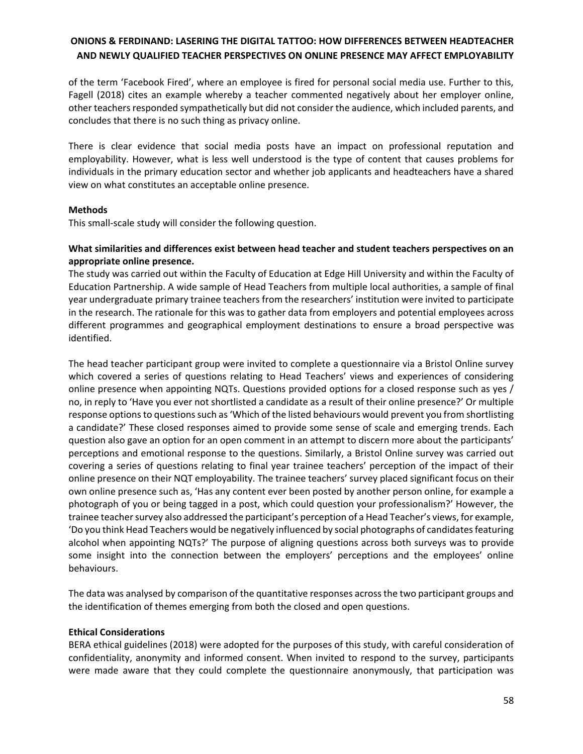of the term 'Facebook Fired', where an employee is fired for personal social media use. Further to this, Fagell (2018) cites an example whereby a teacher commented negatively about her employer online, other teachers responded sympathetically but did not consider the audience, which included parents, and concludes that there is no such thing as privacy online.

There is clear evidence that social media posts have an impact on professional reputation and employability. However, what is less well understood is the type of content that causes problems for individuals in the primary education sector and whether job applicants and headteachers have a shared view on what constitutes an acceptable online presence.

**Methods**

This small-scale study will consider the following question.

**What similarities and differences exist between head teacher and student teachers perspectives on an appropriate online presence.**

The study was carried out within the Faculty of Education at Edge Hill University and within the Faculty of Education Partnership. A wide sample of Head Teachers from multiple local authorities, a sample of final year undergraduate primary trainee teachers from the researchers' institution were invited to participate in the research. The rationale for this was to gather data from employers and potential employees across different programmes and geographical employment destinations to ensure a broad perspective was identified.

The head teacher participant group were invited to complete a questionnaire via a Bristol Online survey which covered a series of questions relating to Head Teachers' views and experiences of considering online presence when appointing NQTs. Questions provided options for a closed response such as yes / no, in reply to 'Have you ever not shortlisted a candidate as a result of their online presence?' Or multiple response options to questions such as 'Which of the listed behaviours would prevent you from shortlisting a candidate?' These closed responses aimed to provide some sense of scale and emerging trends. Each question also gave an option for an open comment in an attempt to discern more about the participants' perceptions and emotional response to the questions. Similarly, a Bristol Online survey was carried out covering a series of questions relating to final year trainee teachers' perception of the impact of their online presence on their NQT employability. The trainee teachers' survey placed significant focus on their own online presence such as, 'Has any content ever been posted by another person online, for example a photograph of you or being tagged in a post, which could question your professionalism?' However, the trainee teacher survey also addressed the participant's perception of a Head Teacher's views, for example, 'Do you think Head Teachers would be negatively influenced by social photographs of candidates featuring alcohol when appointing NQTs?' The purpose of aligning questions across both surveys was to provide some insight into the connection between the employers' perceptions and the employees' online behaviours.

The data was analysed by comparison of the quantitative responses across the two participant groups and the identification of themes emerging from both the closed and open questions.

**Ethical Considerations**

BERA ethical guidelines (2018) were adopted for the purposes of this study, with careful consideration of confidentiality, anonymity and informed consent. When invited to respond to the survey, participants were made aware that they could complete the questionnaire anonymously, that participation was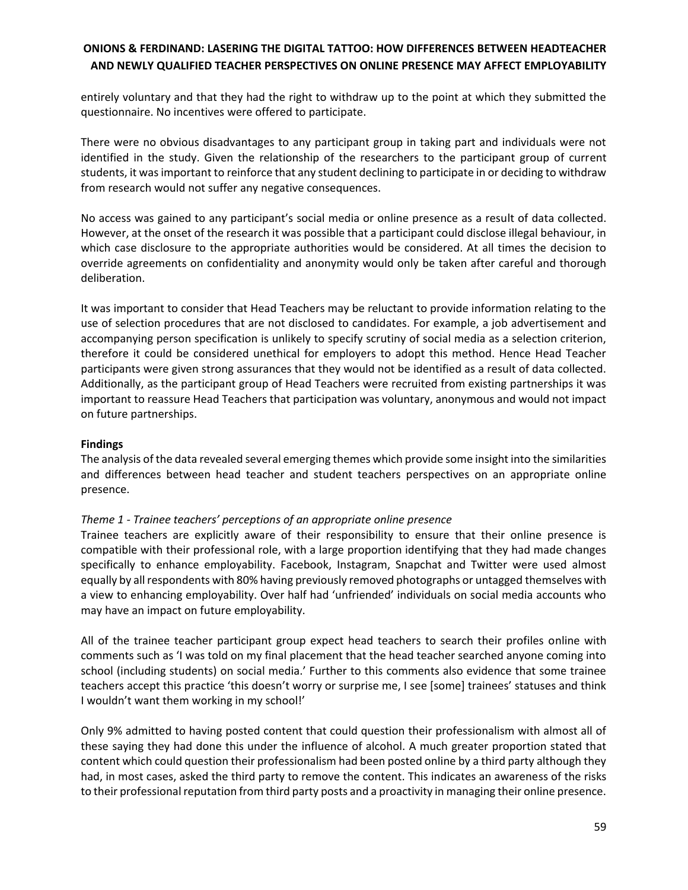entirely voluntary and that they had the right to withdraw up to the point at which they submitted the questionnaire. No incentives were offered to participate.

There were no obvious disadvantages to any participant group in taking part and individuals were not identified in the study. Given the relationship of the researchers to the participant group of current students, it was important to reinforce that any student declining to participate in or deciding to withdraw from research would not suffer any negative consequences.

No access was gained to any participant's social media or online presence as a result of data collected. However, at the onset of the research it was possible that a participant could disclose illegal behaviour, in which case disclosure to the appropriate authorities would be considered. At all times the decision to override agreements on confidentiality and anonymity would only be taken after careful and thorough deliberation.

It was important to consider that Head Teachers may be reluctant to provide information relating to the use of selection procedures that are not disclosed to candidates. For example, a job advertisement and accompanying person specification is unlikely to specify scrutiny of social media as a selection criterion, therefore it could be considered unethical for employers to adopt this method. Hence Head Teacher participants were given strong assurances that they would not be identified as a result of data collected. Additionally, as the participant group of Head Teachers were recruited from existing partnerships it was important to reassure Head Teachers that participation was voluntary, anonymous and would not impact on future partnerships.

**Findings**

The analysis of the data revealed several emerging themes which provide some insight into the similarities and differences between head teacher and student teachers perspectives on an appropriate online presence.

*Theme 1 - Trainee teachers' perceptions of an appropriate online presence*

Trainee teachers are explicitly aware of their responsibility to ensure that their online presence is compatible with their professional role, with a large proportion identifying that they had made changes specifically to enhance employability. Facebook, Instagram, Snapchat and Twitter were used almost equally by all respondents with 80% having previously removed photographs or untagged themselves with a view to enhancing employability. Over half had 'unfriended' individuals on social media accounts who may have an impact on future employability.

All of the trainee teacher participant group expect head teachers to search their profiles online with comments such as 'I was told on my final placement that the head teacher searched anyone coming into school (including students) on social media.' Further to this comments also evidence that some trainee teachers accept this practice 'this doesn't worry or surprise me, I see [some] trainees' statuses and think I wouldn't want them working in my school!'

Only 9% admitted to having posted content that could question their professionalism with almost all of these saying they had done this under the influence of alcohol. A much greater proportion stated that content which could question their professionalism had been posted online by a third party although they had, in most cases, asked the third party to remove the content. This indicates an awareness of the risks to their professional reputation from third party posts and a proactivity in managing their online presence.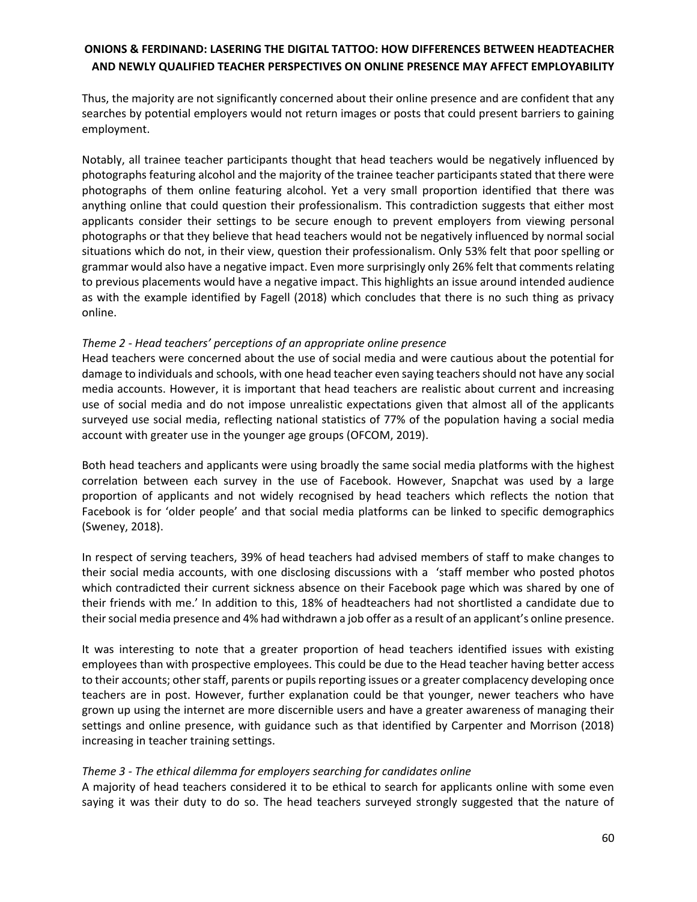Thus, the majority are not significantly concerned about their online presence and are confident that any searches by potential employers would not return images or posts that could present barriers to gaining employment.

Notably, all trainee teacher participants thought that head teachers would be negatively influenced by photographs featuring alcohol and the majority of the trainee teacher participants stated that there were photographs of them online featuring alcohol. Yet a very small proportion identified that there was anything online that could question their professionalism. This contradiction suggests that either most applicants consider their settings to be secure enough to prevent employers from viewing personal photographs or that they believe that head teachers would not be negatively influenced by normal social situations which do not, in their view, question their professionalism. Only 53% felt that poor spelling or grammar would also have a negative impact. Even more surprisingly only 26% felt that comments relating to previous placements would have a negative impact. This highlights an issue around intended audience as with the example identified by Fagell (2018) which concludes that there is no such thing as privacy online.

*Theme 2 - Head teachers' perceptions of an appropriate online presence*

Head teachers were concerned about the use of social media and were cautious about the potential for damage to individuals and schools, with one head teacher even saying teachers should not have any social media accounts. However, it is important that head teachers are realistic about current and increasing use of social media and do not impose unrealistic expectations given that almost all of the applicants surveyed use social media, reflecting national statistics of 77% of the population having a social media account with greater use in the younger age groups (OFCOM, 2019).

Both head teachers and applicants were using broadly the same social media platforms with the highest correlation between each survey in the use of Facebook. However, Snapchat was used by a large proportion of applicants and not widely recognised by head teachers which reflects the notion that Facebook is for 'older people' and that social media platforms can be linked to specific demographics (Sweney, 2018).

In respect of serving teachers, 39% of head teachers had advised members of staff to make changes to their social media accounts, with one disclosing discussions with a 'staff member who posted photos which contradicted their current sickness absence on their Facebook page which was shared by one of their friends with me.' In addition to this, 18% of headteachers had not shortlisted a candidate due to their social media presence and 4% had withdrawn a job offer as a result of an applicant's online presence.

It was interesting to note that a greater proportion of head teachers identified issues with existing employees than with prospective employees. This could be due to the Head teacher having better access to their accounts; other staff, parents or pupils reporting issues or a greater complacency developing once teachers are in post. However, further explanation could be that younger, newer teachers who have grown up using the internet are more discernible users and have a greater awareness of managing their settings and online presence, with guidance such as that identified by Carpenter and Morrison (2018) increasing in teacher training settings.

*Theme 3 - The ethical dilemma for employers searching for candidates online*

A majority of head teachers considered it to be ethical to search for applicants online with some even saying it was their duty to do so. The head teachers surveyed strongly suggested that the nature of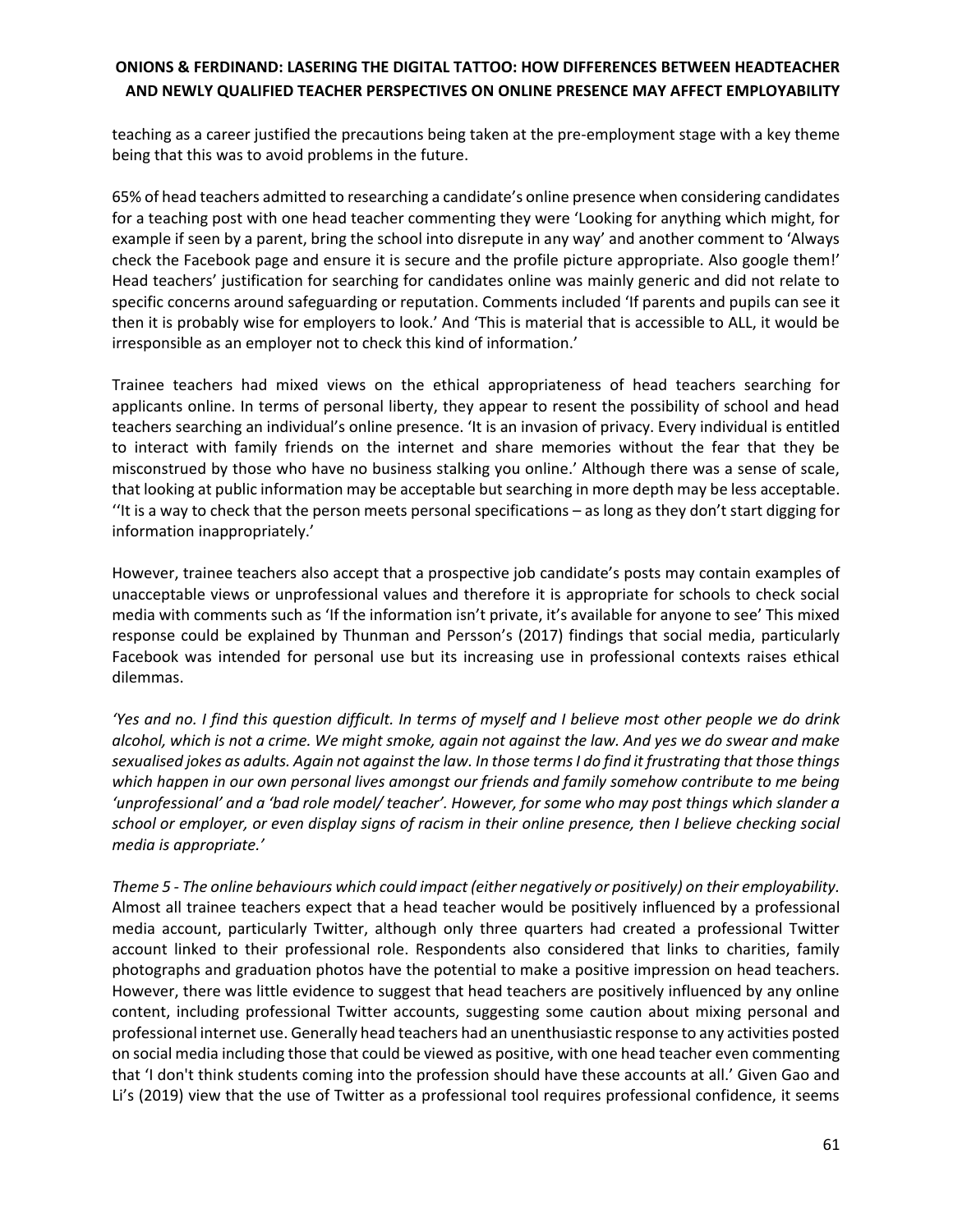teaching as a career justified the precautions being taken at the pre-employment stage with a key theme being that this was to avoid problems in the future.

65% of head teachers admitted to researching a candidate's online presence when considering candidates for a teaching post with one head teacher commenting they were 'Looking for anything which might, for example if seen by a parent, bring the school into disrepute in any way' and another comment to 'Always check the Facebook page and ensure it is secure and the profile picture appropriate. Also google them!' Head teachers' justification for searching for candidates online was mainly generic and did not relate to specific concerns around safeguarding or reputation. Comments included 'If parents and pupils can see it then it is probably wise for employers to look.' And 'This is material that is accessible to ALL, it would be irresponsible as an employer not to check this kind of information.'

Trainee teachers had mixed views on the ethical appropriateness of head teachers searching for applicants online. In terms of personal liberty, they appear to resent the possibility of school and head teachers searching an individual's online presence. 'It is an invasion of privacy. Every individual is entitled to interact with family friends on the internet and share memories without the fear that they be misconstrued by those who have no business stalking you online.' Although there was a sense of scale, that looking at public information may be acceptable but searching in more depth may be less acceptable. ''It is a way to check that the person meets personal specifications – as long as they don't start digging for information inappropriately.'

However, trainee teachers also accept that a prospective job candidate's posts may contain examples of unacceptable views or unprofessional values and therefore it is appropriate for schools to check social media with comments such as 'If the information isn't private, it's available for anyone to see' This mixed response could be explained by Thunman and Persson's (2017) findings that social media, particularly Facebook was intended for personal use but its increasing use in professional contexts raises ethical dilemmas.

*'Yes and no. I find this question difficult. In terms of myself and I believe most other people we do drink alcohol, which is not a crime. We might smoke, again not against the law. And yes we do swear and make sexualised jokes as adults. Again not against the law. In those terms I do find it frustrating that those things which happen in our own personal lives amongst our friends and family somehow contribute to me being 'unprofessional' and a 'bad role model/ teacher'. However, for some who may post things which slander a school or employer, or even display signs of racism in their online presence, then I believe checking social media is appropriate.'*

*Theme 5 - The online behaviours which could impact (either negatively or positively) on their employability.* Almost all trainee teachers expect that a head teacher would be positively influenced by a professional media account, particularly Twitter, although only three quarters had created a professional Twitter account linked to their professional role. Respondents also considered that links to charities, family photographs and graduation photos have the potential to make a positive impression on head teachers. However, there was little evidence to suggest that head teachers are positively influenced by any online content, including professional Twitter accounts, suggesting some caution about mixing personal and professional internet use. Generally head teachers had an unenthusiastic response to any activities posted on social media including those that could be viewed as positive, with one head teacher even commenting that 'I don't think students coming into the profession should have these accounts at all.' Given Gao and Li's (2019) view that the use of Twitter as a professional tool requires professional confidence, it seems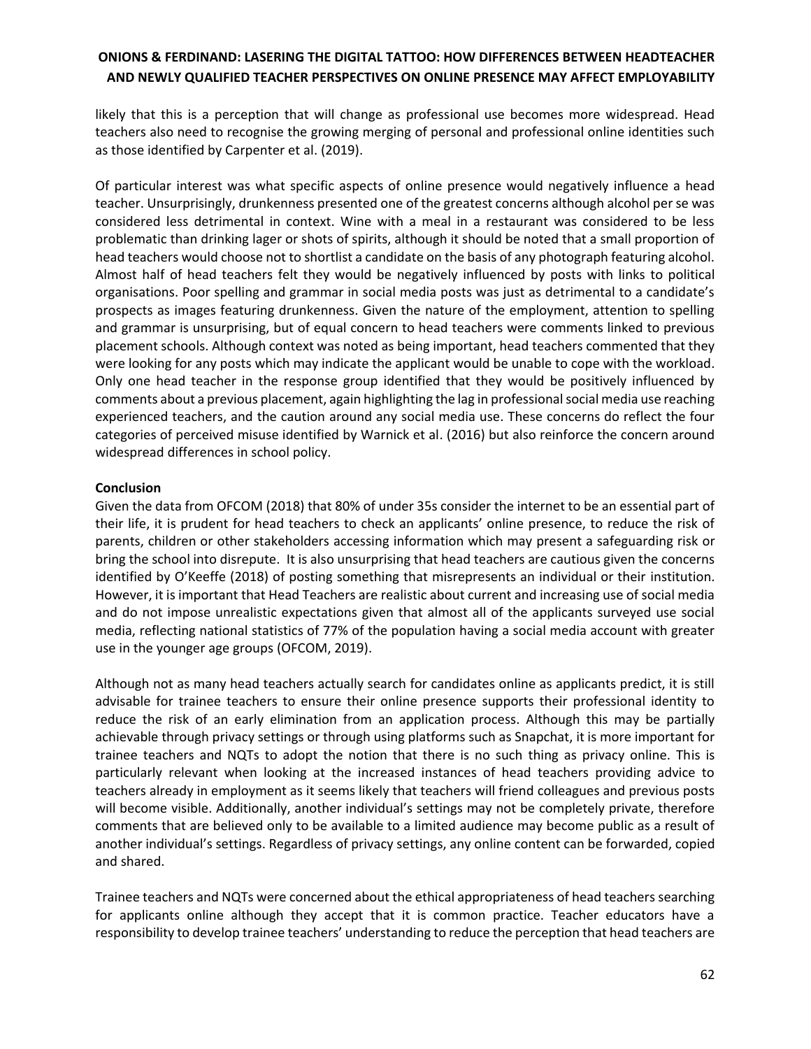likely that this is a perception that will change as professional use becomes more widespread. Head teachers also need to recognise the growing merging of personal and professional online identities such as those identified by Carpenter et al. (2019).

Of particular interest was what specific aspects of online presence would negatively influence a head teacher. Unsurprisingly, drunkenness presented one of the greatest concerns although alcohol per se was considered less detrimental in context. Wine with a meal in a restaurant was considered to be less problematic than drinking lager or shots of spirits, although it should be noted that a small proportion of head teachers would choose not to shortlist a candidate on the basis of any photograph featuring alcohol. Almost half of head teachers felt they would be negatively influenced by posts with links to political organisations. Poor spelling and grammar in social media posts was just as detrimental to a candidate's prospects as images featuring drunkenness. Given the nature of the employment, attention to spelling and grammar is unsurprising, but of equal concern to head teachers were comments linked to previous placement schools. Although context was noted as being important, head teachers commented that they were looking for any posts which may indicate the applicant would be unable to cope with the workload. Only one head teacher in the response group identified that they would be positively influenced by comments about a previous placement, again highlighting the lag in professional social media use reaching experienced teachers, and the caution around any social media use. These concerns do reflect the four categories of perceived misuse identified by Warnick et al. (2016) but also reinforce the concern around widespread differences in school policy.

**Conclusion**

Given the data from OFCOM (2018) that 80% of under 35s consider the internet to be an essential part of their life, it is prudent for head teachers to check an applicants' online presence, to reduce the risk of parents, children or other stakeholders accessing information which may present a safeguarding risk or bring the school into disrepute. It is also unsurprising that head teachers are cautious given the concerns identified by O'Keeffe (2018) of posting something that misrepresents an individual or their institution. However, it is important that Head Teachers are realistic about current and increasing use of social media and do not impose unrealistic expectations given that almost all of the applicants surveyed use social media, reflecting national statistics of 77% of the population having a social media account with greater use in the younger age groups (OFCOM, 2019).

Although not as many head teachers actually search for candidates online as applicants predict, it is still advisable for trainee teachers to ensure their online presence supports their professional identity to reduce the risk of an early elimination from an application process. Although this may be partially achievable through privacy settings or through using platforms such as Snapchat, it is more important for trainee teachers and NQTs to adopt the notion that there is no such thing as privacy online. This is particularly relevant when looking at the increased instances of head teachers providing advice to teachers already in employment as it seems likely that teachers will friend colleagues and previous posts will become visible. Additionally, another individual's settings may not be completely private, therefore comments that are believed only to be available to a limited audience may become public as a result of another individual's settings. Regardless of privacy settings, any online content can be forwarded, copied and shared.

Trainee teachers and NQTs were concerned about the ethical appropriateness of head teachers searching for applicants online although they accept that it is common practice. Teacher educators have a responsibility to develop trainee teachers' understanding to reduce the perception that head teachers are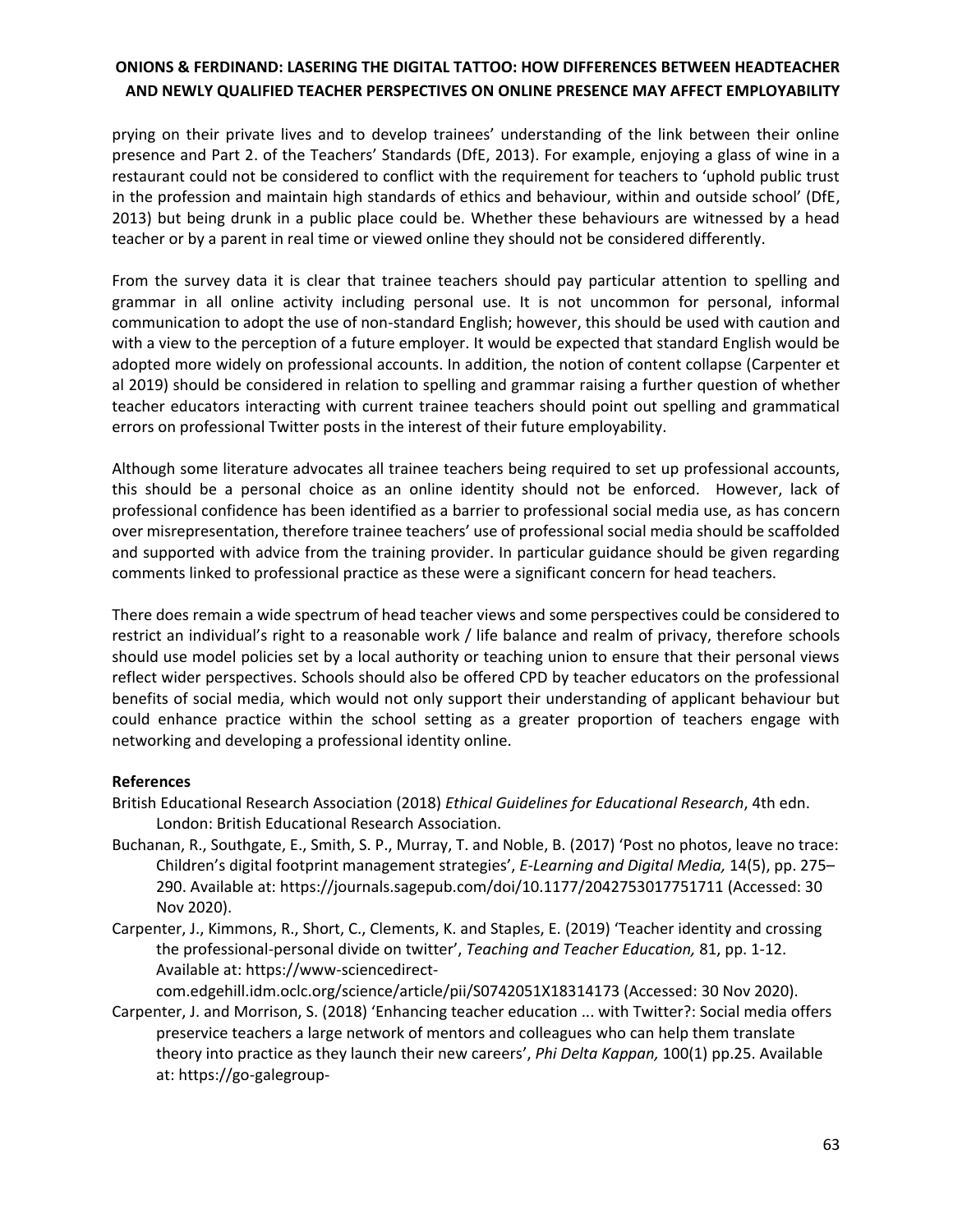prying on their private lives and to develop trainees' understanding of the link between their online presence and Part 2. of the Teachers' Standards (DfE, 2013). For example, enjoying a glass of wine in a restaurant could not be considered to conflict with the requirement for teachers to 'uphold public trust in the profession and maintain high standards of ethics and behaviour, within and outside school' (DfE, 2013) but being drunk in a public place could be. Whether these behaviours are witnessed by a head teacher or by a parent in real time or viewed online they should not be considered differently.

From the survey data it is clear that trainee teachers should pay particular attention to spelling and grammar in all online activity including personal use. It is not uncommon for personal, informal communication to adopt the use of non-standard English; however, this should be used with caution and with a view to the perception of a future employer. It would be expected that standard English would be adopted more widely on professional accounts. In addition, the notion of content collapse (Carpenter et al 2019) should be considered in relation to spelling and grammar raising a further question of whether teacher educators interacting with current trainee teachers should point out spelling and grammatical errors on professional Twitter posts in the interest of their future employability.

Although some literature advocates all trainee teachers being required to set up professional accounts, this should be a personal choice as an online identity should not be enforced. However, lack of professional confidence has been identified as a barrier to professional social media use, as has concern over misrepresentation, therefore trainee teachers' use of professional social media should be scaffolded and supported with advice from the training provider. In particular guidance should be given regarding comments linked to professional practice as these were a significant concern for head teachers.

There does remain a wide spectrum of head teacher views and some perspectives could be considered to restrict an individual's right to a reasonable work / life balance and realm of privacy, therefore schools should use model policies set by a local authority or teaching union to ensure that their personal views reflect wider perspectives. Schools should also be offered CPD by teacher educators on the professional benefits of social media, which would not only support their understanding of applicant behaviour but could enhance practice within the school setting as a greater proportion of teachers engage with networking and developing a professional identity online.

**References**

British Educational Research Association (2018) *Ethical Guidelines for Educational Research*, 4th edn. London: British Educational Research Association.

Buchanan, R., Southgate, E., Smith, S. P., Murray, T. and Noble, B. (2017) 'Post no photos, leave no trace: Children's digital footprint management strategies', *E-Learning and Digital Media,* 14(5), pp. 275–290. Available at: https://journals.sagepub.com/doi/10.1177/2042753017751711 (Accessed: 30 Nov 2020).

Carpenter, J., Kimmons, R., Short, C., Clements, K. and Staples, E. (2019) 'Teacher identity and crossing the professional-personal divide on twitter', *Teaching and Teacher Education,* 81, pp. 1-12. Available at: https://www-sciencedirect-com.edgehill.idm.oclc.org/science/article/pii/S0742051X18314173 (Accessed: 30 Nov 2020).

Carpenter, J. and Morrison, S. (2018) 'Enhancing teacher education ... with Twitter?: Social media offers preservice teachers a large network of mentors and colleagues who can help them translate theory into practice as they launch their new careers', *Phi Delta Kappan,* 100(1) pp.25. Available at: https://go-galegroup-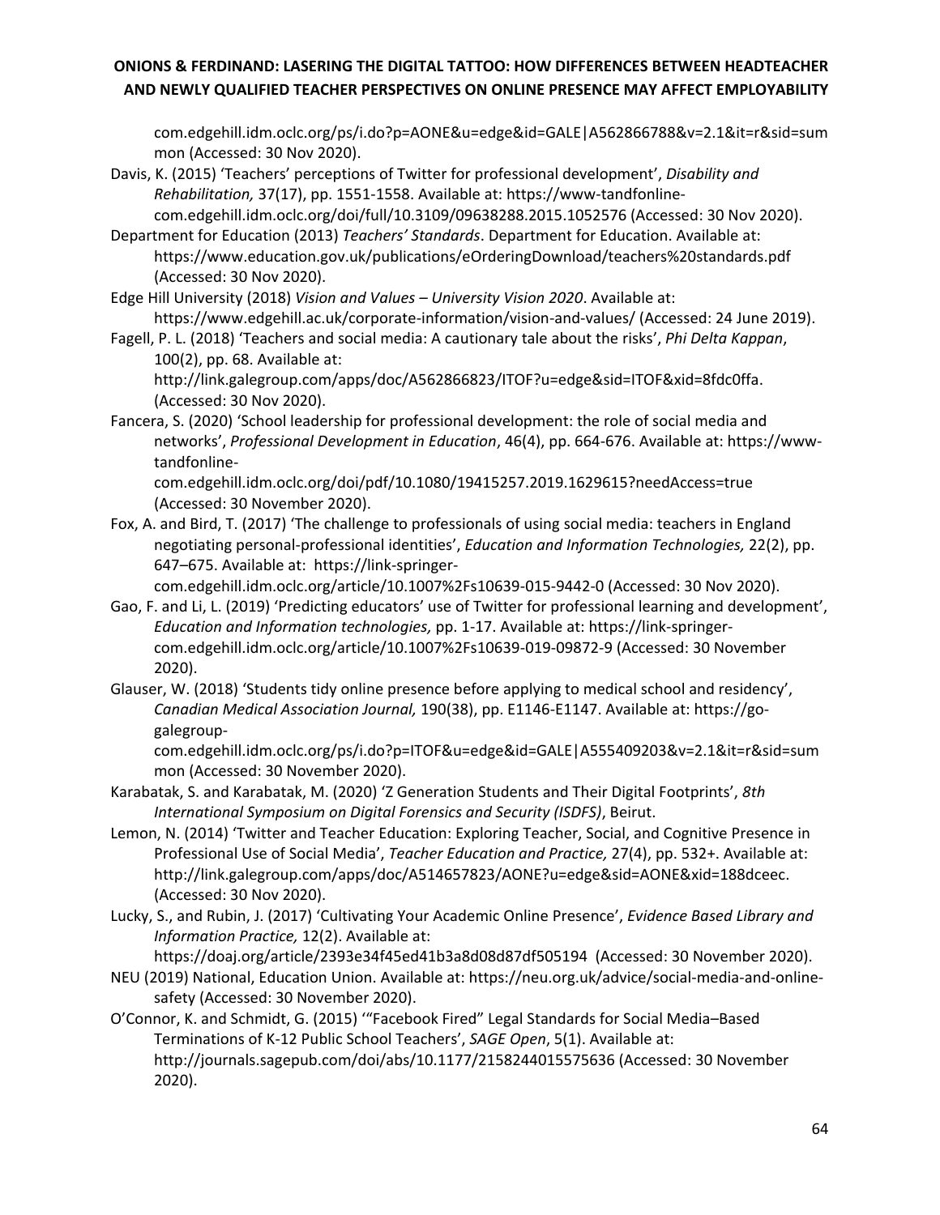com.edgehill.idm.oclc.org/ps/i.do?p=AONE&u=edge&id=GALE|A562866788&v=2.1&it=r&sid=summon (Accessed: 30 Nov 2020).

Davis, K. (2015) 'Teachers' perceptions of Twitter for professional development', *Disability and Rehabilitation,* 37(17), pp. 1551-1558. Available at: https://www-tandfonline-com.edgehill.idm.oclc.org/doi/full/10.3109/09638288.2015.1052576 (Accessed: 30 Nov 2020).

Department for Education (2013) *Teachers' Standards*. Department for Education. Available at: https://www.education.gov.uk/publications/eOrderingDownload/teachers%20standards.pdf (Accessed: 30 Nov 2020).

Edge Hill University (2018) *Vision and Values – University Vision 2020*. Available at: https://www.edgehill.ac.uk/corporate-information/vision-and-values/ (Accessed: 24 June 2019).

Fagell, P. L. (2018) 'Teachers and social media: A cautionary tale about the risks', *Phi Delta Kappan*, 100(2), pp. 68. Available at: http://link.galegroup.com/apps/doc/A562866823/ITOF?u=edge&sid=ITOF&xid=8fdc0ffa. (Accessed: 30 Nov 2020).

Fancera, S. (2020) 'School leadership for professional development: the role of social media and networks', *Professional Development in Education*, 46(4), pp. 664-676. Available at: https://www-tandfonline-com.edgehill.idm.oclc.org/doi/pdf/10.1080/19415257.2019.1629615?needAccess=true (Accessed: 30 November 2020).

Fox, A. and Bird, T. (2017) 'The challenge to professionals of using social media: teachers in England negotiating personal-professional identities', *Education and Information Technologies,* 22(2), pp. 647–675. Available at: https://link-springer-com.edgehill.idm.oclc.org/article/10.1007%2Fs10639-015-9442-0 (Accessed: 30 Nov 2020).

Gao, F. and Li, L. (2019) 'Predicting educators' use of Twitter for professional learning and development', *Education and Information technologies,* pp. 1-17. Available at: https://link-springer-com.edgehill.idm.oclc.org/article/10.1007%2Fs10639-019-09872-9 (Accessed: 30 November 2020).

Glauser, W. (2018) 'Students tidy online presence before applying to medical school and residency', *Canadian Medical Association Journal,* 190(38), pp. E1146-E1147. Available at: https://go-galegroup-com.edgehill.idm.oclc.org/ps/i.do?p=ITOF&u=edge&id=GALE|A555409203&v=2.1&it=r&sid=summon (Accessed: 30 November 2020).

Karabatak, S. and Karabatak, M. (2020) 'Z Generation Students and Their Digital Footprints', *8th International Symposium on Digital Forensics and Security (ISDFS)*, Beirut.

Lemon, N. (2014) 'Twitter and Teacher Education: Exploring Teacher, Social, and Cognitive Presence in Professional Use of Social Media', *Teacher Education and Practice,* 27(4), pp. 532+. Available at: http://link.galegroup.com/apps/doc/A514657823/AONE?u=edge&sid=AONE&xid=188dceec. (Accessed: 30 Nov 2020).

Lucky, S., and Rubin, J. (2017) 'Cultivating Your Academic Online Presence', *Evidence Based Library and Information Practice,* 12(2). Available at: https://doaj.org/article/2393e34f45ed41b3a8d08d87df505194 (Accessed: 30 November 2020).

NEU (2019) National, Education Union. Available at: https://neu.org.uk/advice/social-media-and-online-safety (Accessed: 30 November 2020).

O'Connor, K. and Schmidt, G. (2015) '"Facebook Fired" Legal Standards for Social Media–Based Terminations of K-12 Public School Teachers', *SAGE Open*, 5(1). Available at: http://journals.sagepub.com/doi/abs/10.1177/2158244015575636 (Accessed: 30 November 2020).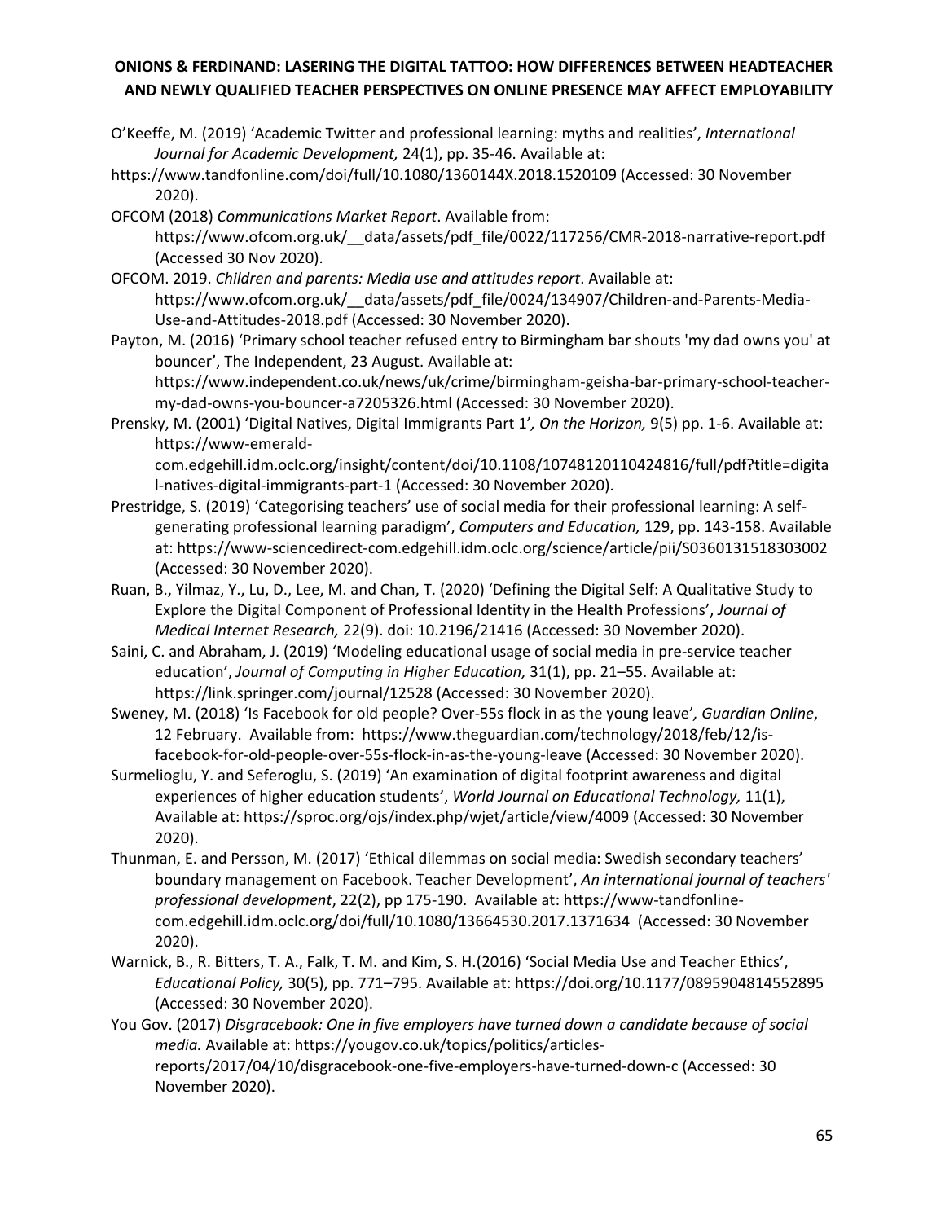O'Keeffe, M. (2019) 'Academic Twitter and professional learning: myths and realities', *International Journal for Academic Development,* 24(1), pp. 35-46. Available at: https://www.tandfonline.com/doi/full/10.1080/1360144X.2018.1520109 (Accessed: 30 November 2020).

OFCOM (2018) *Communications Market Report*. Available from: https://www.ofcom.org.uk/__data/assets/pdf_file/0022/117256/CMR-2018-narrative-report.pdf (Accessed 30 Nov 2020).

OFCOM. 2019. *Children and parents: Media use and attitudes report*. Available at: https://www.ofcom.org.uk/__data/assets/pdf_file/0024/134907/Children-and-Parents-Media-Use-and-Attitudes-2018.pdf (Accessed: 30 November 2020).

Payton, M. (2016) 'Primary school teacher refused entry to Birmingham bar shouts 'my dad owns you' at bouncer', The Independent, 23 August. Available at: https://www.independent.co.uk/news/uk/crime/birmingham-geisha-bar-primary-school-teacher-my-dad-owns-you-bouncer-a7205326.html (Accessed: 30 November 2020).

Prensky, M. (2001) 'Digital Natives, Digital Immigrants Part 1'*, On the Horizon,* 9(5) pp. 1-6. Available at: https://www-emerald-com.edgehill.idm.oclc.org/insight/content/doi/10.1108/10748120110424816/full/pdf?title=digital-natives-digital-immigrants-part-1 (Accessed: 30 November 2020).

Prestridge, S. (2019) 'Categorising teachers' use of social media for their professional learning: A self-generating professional learning paradigm', *Computers and Education,* 129, pp. 143-158. Available at: https://www-sciencedirect-com.edgehill.idm.oclc.org/science/article/pii/S0360131518303002 (Accessed: 30 November 2020).

Ruan, B., Yilmaz, Y., Lu, D., Lee, M. and Chan, T. (2020) 'Defining the Digital Self: A Qualitative Study to Explore the Digital Component of Professional Identity in the Health Professions', *Journal of Medical Internet Research,* 22(9). doi: 10.2196/21416 (Accessed: 30 November 2020).

Saini, C. and Abraham, J. (2019) 'Modeling educational usage of social media in pre-service teacher education', *Journal of Computing in Higher Education,* 31(1), pp. 21–55. Available at: https://link.springer.com/journal/12528 (Accessed: 30 November 2020).

Sweney, M. (2018) 'Is Facebook for old people? Over-55s flock in as the young leave'*, Guardian Online*, 12 February. Available from: https://www.theguardian.com/technology/2018/feb/12/is-facebook-for-old-people-over-55s-flock-in-as-the-young-leave (Accessed: 30 November 2020).

Surmelioglu, Y. and Seferoglu, S. (2019) 'An examination of digital footprint awareness and digital experiences of higher education students', *World Journal on Educational Technology,* 11(1), Available at: https://sproc.org/ojs/index.php/wjet/article/view/4009 (Accessed: 30 November 2020).

Thunman, E. and Persson, M. (2017) 'Ethical dilemmas on social media: Swedish secondary teachers' boundary management on Facebook. Teacher Development', *An international journal of teachers' professional development*, 22(2), pp 175-190. Available at: https://www-tandfonline-com.edgehill.idm.oclc.org/doi/full/10.1080/13664530.2017.1371634 (Accessed: 30 November 2020).

Warnick, B., R. Bitters, T. A., Falk, T. M. and Kim, S. H.(2016) 'Social Media Use and Teacher Ethics', *Educational Policy,* 30(5), pp. 771–795. Available at: https://doi.org/10.1177/0895904814552895 (Accessed: 30 November 2020).

You Gov. (2017) *Disgracebook: One in five employers have turned down a candidate because of social media.* Available at: https://yougov.co.uk/topics/politics/articles-reports/2017/04/10/disgracebook-one-five-employers-have-turned-down-c (Accessed: 30 November 2020).